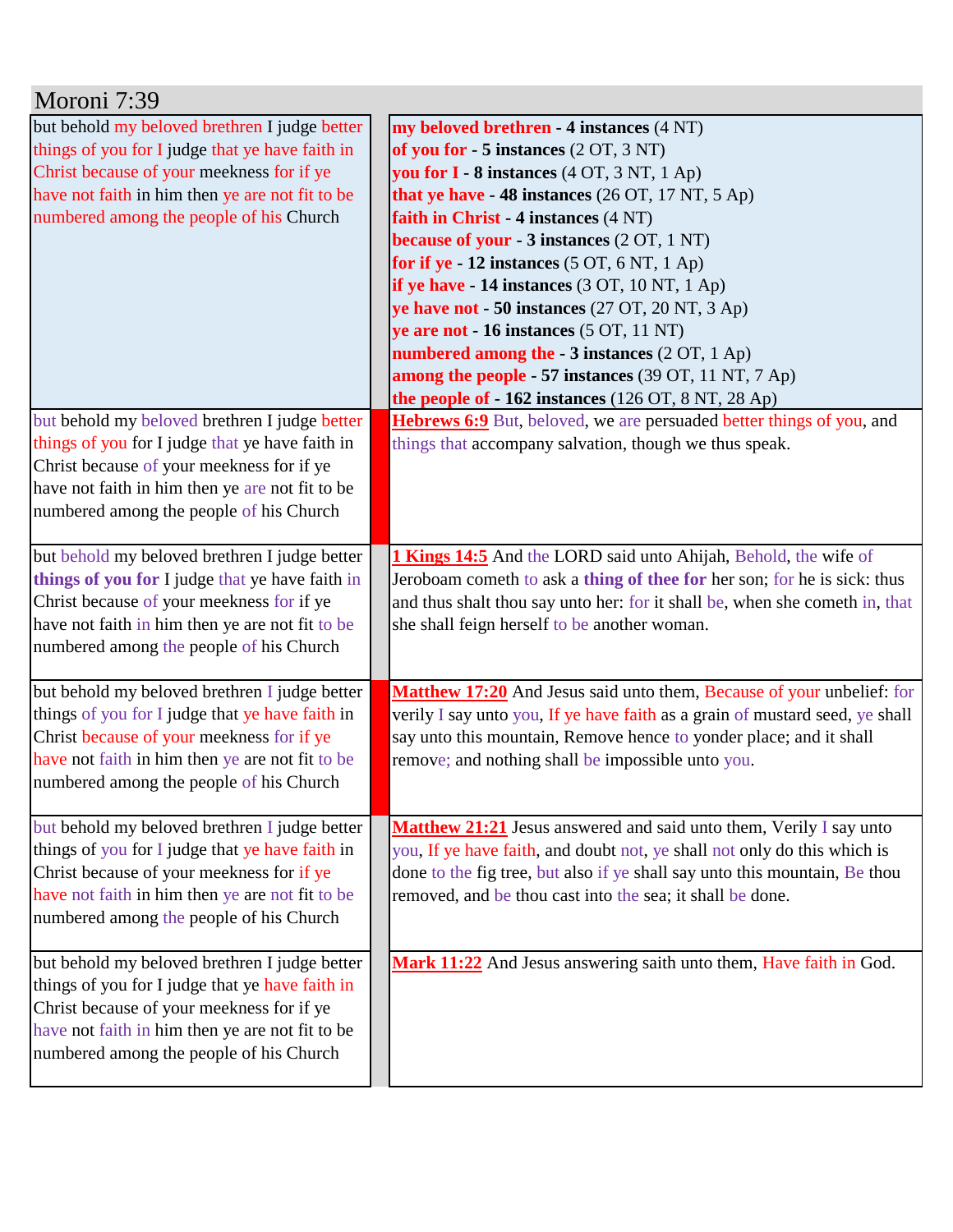# Moroni 7:39

| | |
|---|---|
| but behold my beloved brethren I judge better things of you for I judge that ye have faith in Christ because of your meekness for if ye have not faith in him then ye are not fit to be numbered among the people of his Church | **my beloved brethren - 4 instances** (4 NT)<br>**of you for - 5 instances** (2 OT, 3 NT)<br>**you for I - 8 instances** (4 OT, 3 NT, 1 Ap)<br>**that ye have - 48 instances** (26 OT, 17 NT, 5 Ap)<br>**faith in Christ - 4 instances** (4 NT)<br>**because of your - 3 instances** (2 OT, 1 NT)<br>**for if ye - 12 instances** (5 OT, 6 NT, 1 Ap)<br>**if ye have - 14 instances** (3 OT, 10 NT, 1 Ap)<br>**ye have not - 50 instances** (27 OT, 20 NT, 3 Ap)<br>**ye are not - 16 instances** (5 OT, 11 NT)<br>**numbered among the - 3 instances** (2 OT, 1 Ap)<br>**among the people - 57 instances** (39 OT, 11 NT, 7 Ap)<br>**the people of - 162 instances** (126 OT, 8 NT, 28 Ap) |
| but behold my beloved brethren I judge better things of you for I judge that ye have faith in Christ because of your meekness for if ye have not faith in him then ye are not fit to be numbered among the people of his Church | **Hebrews 6:9** But, beloved, we are persuaded better things of you, and things that accompany salvation, though we thus speak. |
| but behold my beloved brethren I judge better **things of you for** I judge that ye have faith in Christ because of your meekness for if ye have not faith in him then ye are not fit to be numbered among the people of his Church | **1 Kings 14:5** And the LORD said unto Ahijah, Behold, the wife of Jeroboam cometh to ask a **thing of thee for** her son; for he is sick: thus and thus shalt thou say unto her: for it shall be, when she cometh in, that she shall feign herself to be another woman. |
| but behold my beloved brethren I judge better things of you for I judge that ye have faith in Christ because of your meekness for if ye have not faith in him then ye are not fit to be numbered among the people of his Church | **Matthew 17:20** And Jesus said unto them, Because of your unbelief: for verily I say unto you, If ye have faith as a grain of mustard seed, ye shall say unto this mountain, Remove hence to yonder place; and it shall remove; and nothing shall be impossible unto you. |
| but behold my beloved brethren I judge better things of you for I judge that ye have faith in Christ because of your meekness for if ye have not faith in him then ye are not fit to be numbered among the people of his Church | **Matthew 21:21** Jesus answered and said unto them, Verily I say unto you, If ye have faith, and doubt not, ye shall not only do this which is done to the fig tree, but also if ye shall say unto this mountain, Be thou removed, and be thou cast into the sea; it shall be done. |
| but behold my beloved brethren I judge better things of you for I judge that ye have faith in Christ because of your meekness for if ye have not faith in him then ye are not fit to be numbered among the people of his Church | **Mark 11:22** And Jesus answering saith unto them, Have faith in God. |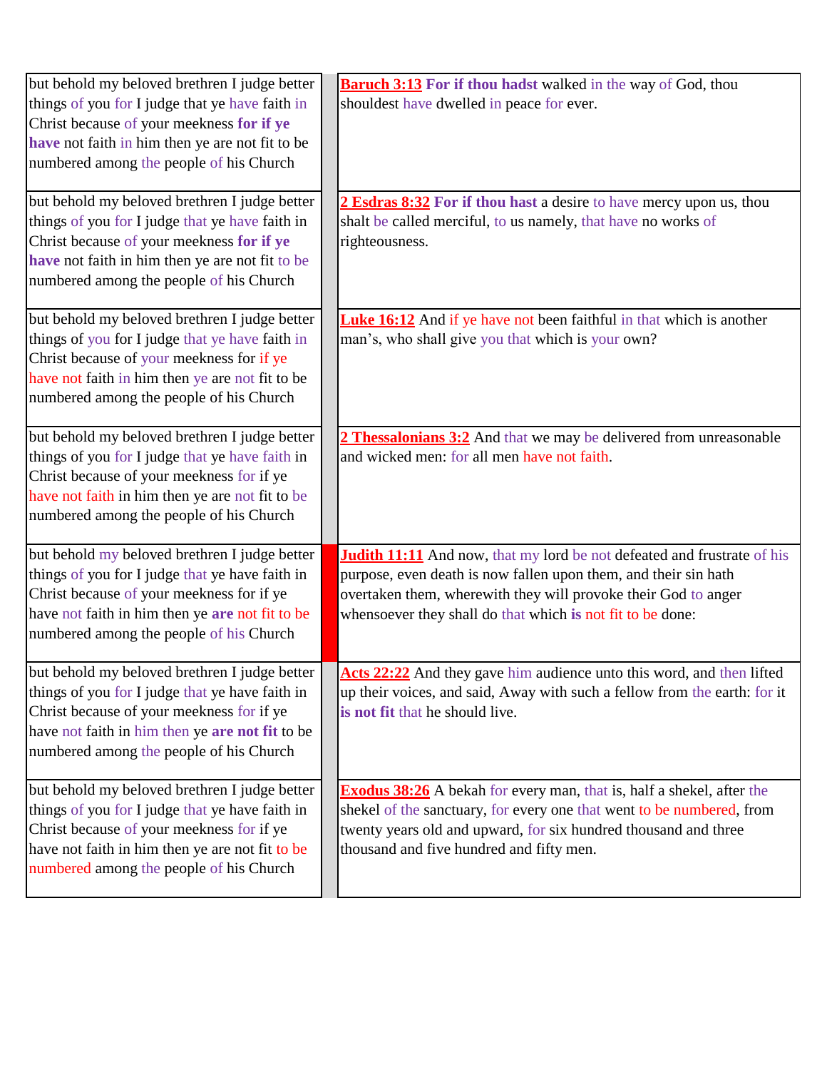| | | |
|---|---|---|
| but behold my beloved brethren I judge better things of you for I judge that ye have faith in Christ because of your meekness **for if ye have** not faith in him then ye are not fit to be numbered among the people of his Church | | **Baruch 3:13** **For if thou hadst** walked in the way of God, thou shouldest have dwelled in peace for ever. |
| but behold my beloved brethren I judge better things of you for I judge that ye have faith in Christ because of your meekness **for if ye have** not faith in him then ye are not fit to be numbered among the people of his Church | | **2 Esdras 8:32** **For if thou hast** a desire to have mercy upon us, thou shalt be called merciful, to us namely, that have no works of righteousness. |
| but behold my beloved brethren I judge better things of you for I judge that ye have faith in Christ because of your meekness for if ye have not faith in him then ye are not fit to be numbered among the people of his Church | | **Luke 16:12** And if ye have not been faithful in that which is another man's, who shall give you that which is your own? |
| but behold my beloved brethren I judge better things of you for I judge that ye have faith in Christ because of your meekness for if ye have not faith in him then ye are not fit to be numbered among the people of his Church | | **2 Thessalonians 3:2** And that we may be delivered from unreasonable and wicked men: for all men have not faith. |
| but behold my beloved brethren I judge better things of you for I judge that ye have faith in Christ because of your meekness for if ye have not faith in him then ye **are** not fit to be numbered among the people of his Church | | **Judith 11:11** And now, that my lord be not defeated and frustrate of his purpose, even death is now fallen upon them, and their sin hath overtaken them, wherewith they will provoke their God to anger whensoever they shall do that which **is** not fit to be done: |
| but behold my beloved brethren I judge better things of you for I judge that ye have faith in Christ because of your meekness for if ye have not faith in him then ye **are not fit** to be numbered among the people of his Church | | **Acts 22:22** And they gave him audience unto this word, and then lifted up their voices, and said, Away with such a fellow from the earth: for it **is not fit** that he should live. |
| but behold my beloved brethren I judge better things of you for I judge that ye have faith in Christ because of your meekness for if ye have not faith in him then ye are not fit to be numbered among the people of his Church | | **Exodus 38:26** A bekah for every man, that is, half a shekel, after the shekel of the sanctuary, for every one that went to be numbered, from twenty years old and upward, for six hundred thousand and three thousand and five hundred and fifty men. |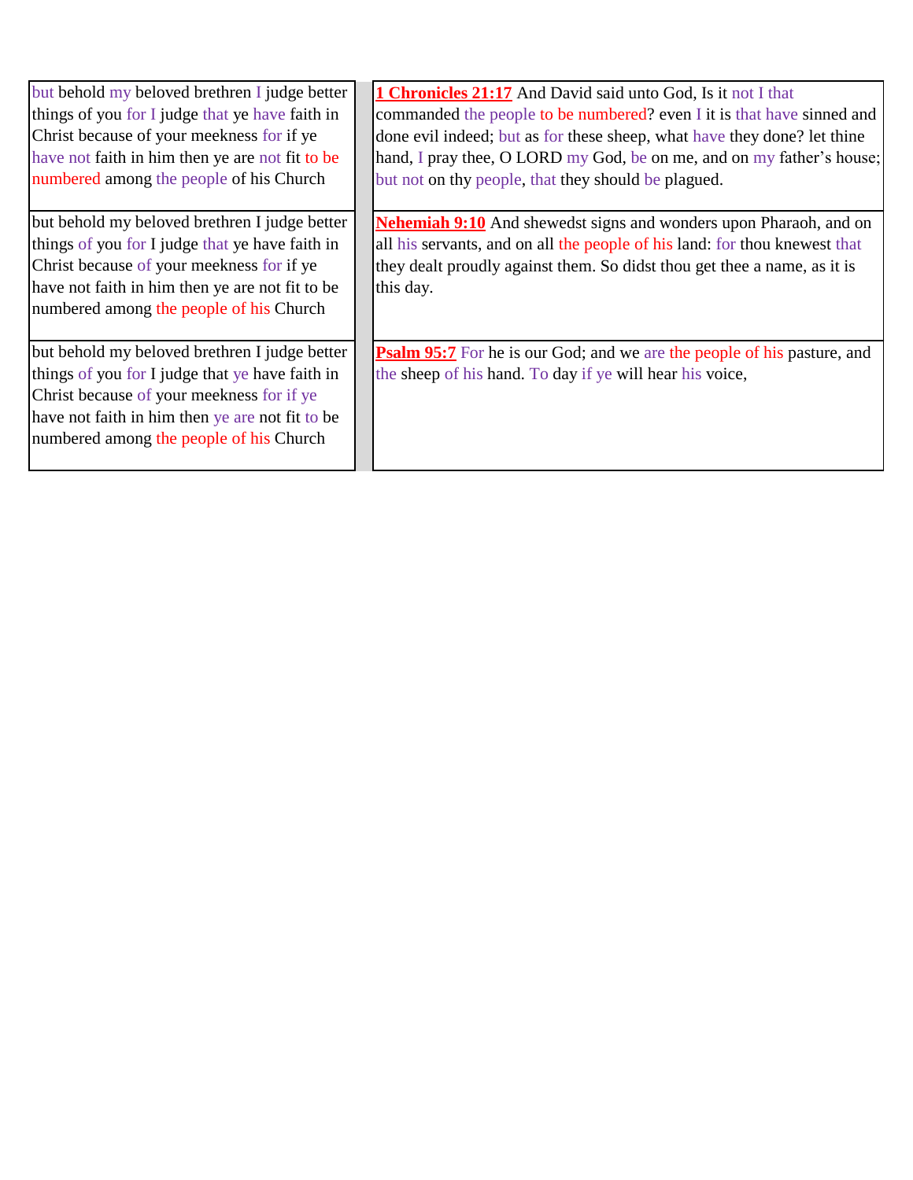| | |
|---|---|
| but behold my beloved brethren I judge better things of you for I judge that ye have faith in Christ because of your meekness for if ye have not faith in him then ye are not fit to be numbered among the people of his Church | **1 Chronicles 21:17** And David said unto God, Is it not I that commanded the people to be numbered? even I it is that have sinned and done evil indeed; but as for these sheep, what have they done? let thine hand, I pray thee, O LORD my God, be on me, and on my father's house; but not on thy people, that they should be plagued. |
| but behold my beloved brethren I judge better things of you for I judge that ye have faith in Christ because of your meekness for if ye have not faith in him then ye are not fit to be numbered among the people of his Church | **Nehemiah 9:10** And shewedst signs and wonders upon Pharaoh, and on all his servants, and on all the people of his land: for thou knewest that they dealt proudly against them. So didst thou get thee a name, as it is this day. |
| but behold my beloved brethren I judge better things of you for I judge that ye have faith in Christ because of your meekness for if ye have not faith in him then ye are not fit to be numbered among the people of his Church | **Psalm 95:7** For he is our God; and we are the people of his pasture, and the sheep of his hand. To day if ye will hear his voice, |